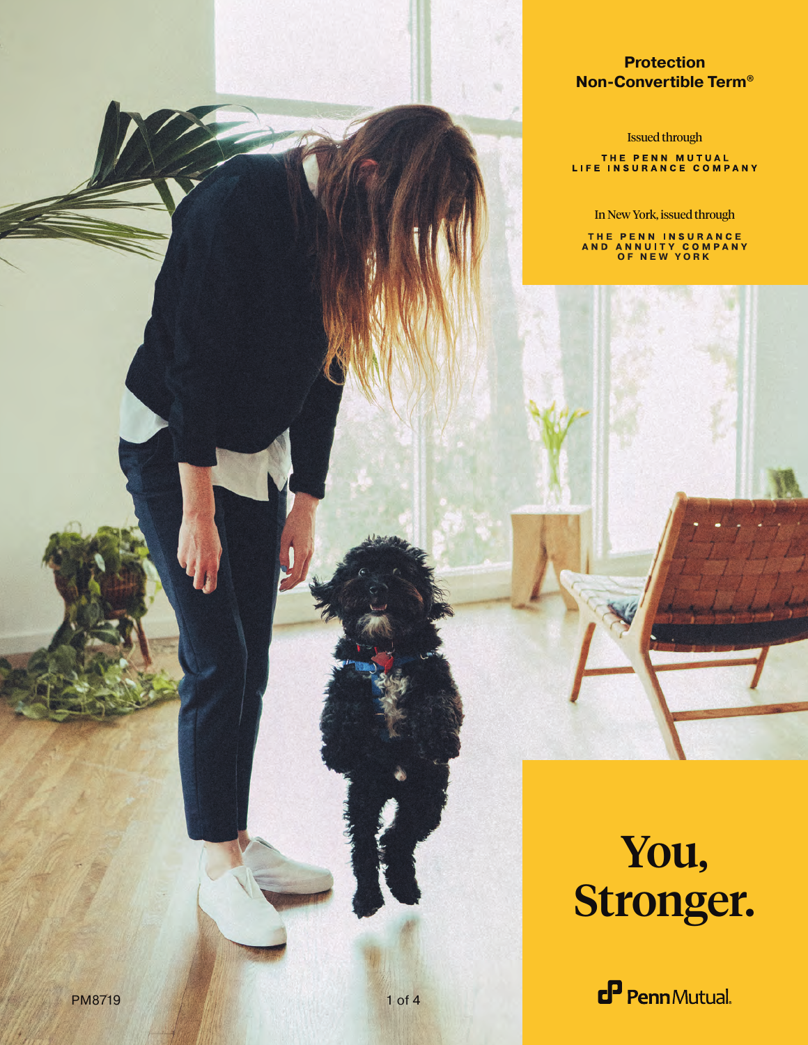**Protection**
**Non-Convertible Term®**

Issued through

THE PENN MUTUAL LIFE INSURANCE COMPANY

In New York, issued through

THE PENN INSURANCE AND ANNUITY COMPANY OF NEW YORK

# You, Stronger.

Penn Mutual

PM8719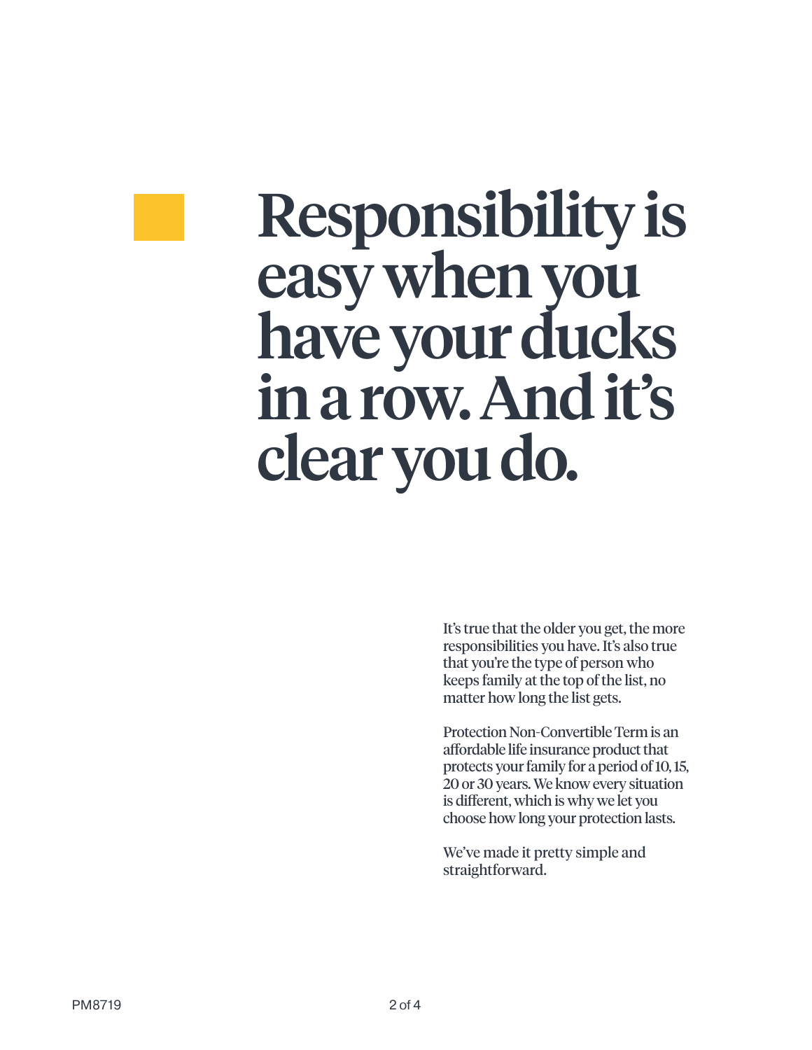# Responsibility is easy when you have your ducks in a row. And it's clear you do.

It's true that the older you get, the more responsibilities you have. It's also true that you're the type of person who keeps family at the top of the list, no matter how long the list gets.

Protection Non-Convertible Term is an affordable life insurance product that protects your family for a period of 10, 15, 20 or 30 years. We know every situation is different, which is why we let you choose how long your protection lasts.

We've made it pretty simple and straightforward.

PM8719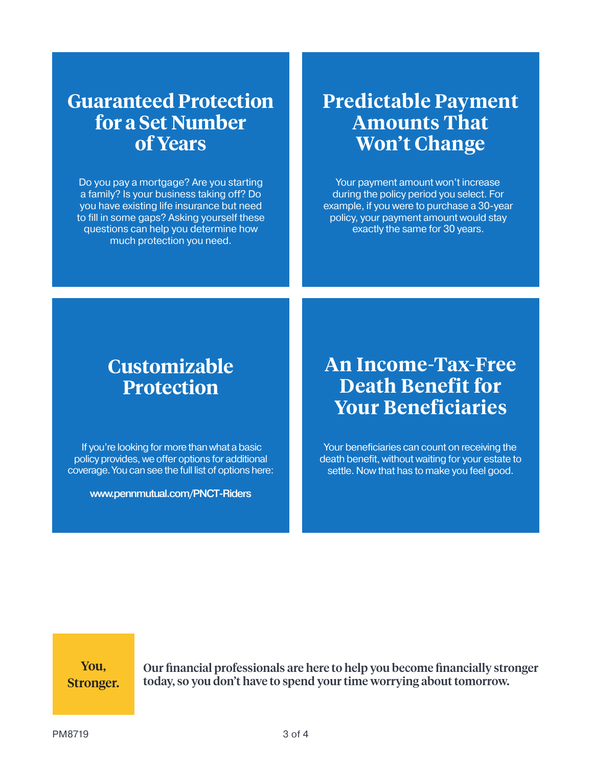## Guaranteed Protection for a Set Number of Years

Do you pay a mortgage? Are you starting a family? Is your business taking off? Do you have existing life insurance but need to fill in some gaps? Asking yourself these questions can help you determine how much protection you need.

## Predictable Payment Amounts That Won't Change

Your payment amount won't increase during the policy period you select. For example, if you were to purchase a 30-year policy, your payment amount would stay exactly the same for 30 years.

## Customizable Protection

If you're looking for more than what a basic policy provides, we offer options for additional coverage. You can see the full list of options here:

**www.pennmutual.com/PNCT-Riders**

## An Income-Tax-Free Death Benefit for Your Beneficiaries

Your beneficiaries can count on receiving the death benefit, without waiting for your estate to settle. Now that has to make you feel good.

**You, Stronger.**

**Our financial professionals are here to help you become financially stronger today, so you don't have to spend your time worrying about tomorrow.**

PM8719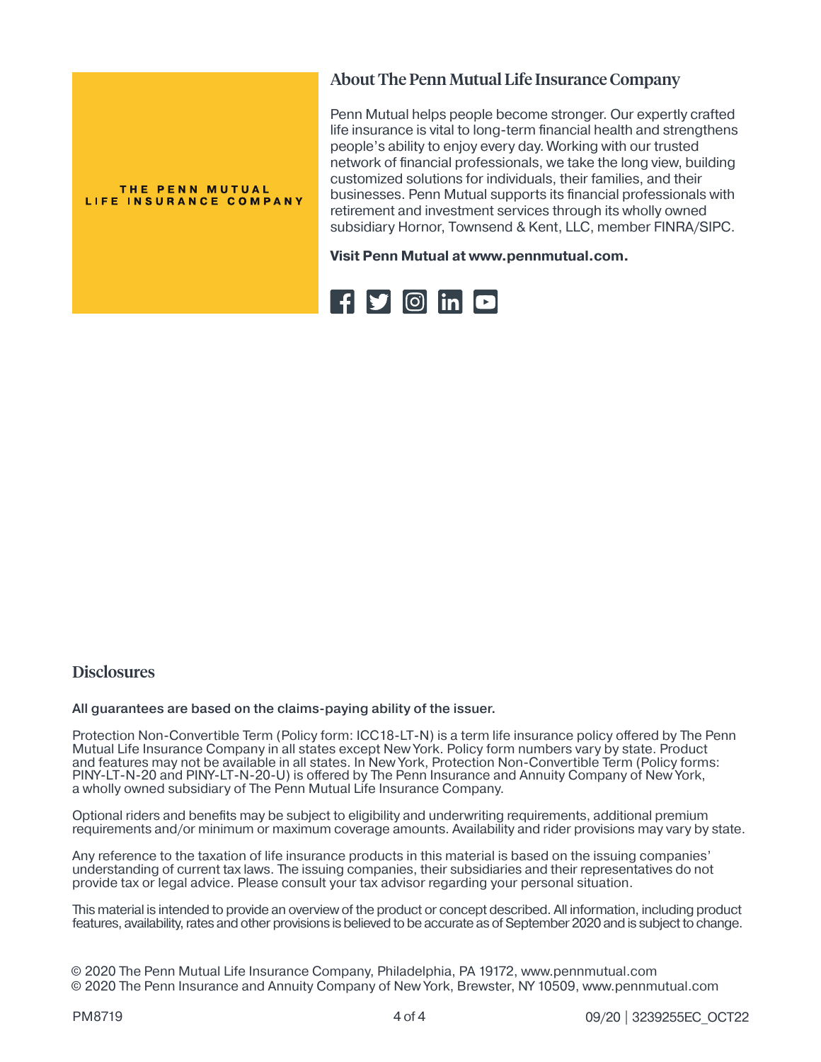THE PENN MUTUAL LIFE INSURANCE COMPANY

## About The Penn Mutual Life Insurance Company

Penn Mutual helps people become stronger. Our expertly crafted life insurance is vital to long-term financial health and strengthens people's ability to enjoy every day. Working with our trusted network of financial professionals, we take the long view, building customized solutions for individuals, their families, and their businesses. Penn Mutual supports its financial professionals with retirement and investment services through its wholly owned subsidiary Hornor, Townsend & Kent, LLC, member FINRA/SIPC.

**Visit Penn Mutual at www.pennmutual.com.**

## Disclosures

**All guarantees are based on the claims-paying ability of the issuer.**

Protection Non-Convertible Term (Policy form: ICC18-LT-N) is a term life insurance policy offered by The Penn Mutual Life Insurance Company in all states except New York. Policy form numbers vary by state. Product and features may not be available in all states. In New York, Protection Non-Convertible Term (Policy forms: PINY-LT-N-20 and PINY-LT-N-20-U) is offered by The Penn Insurance and Annuity Company of New York, a wholly owned subsidiary of The Penn Mutual Life Insurance Company.

Optional riders and benefits may be subject to eligibility and underwriting requirements, additional premium requirements and/or minimum or maximum coverage amounts. Availability and rider provisions may vary by state.

Any reference to the taxation of life insurance products in this material is based on the issuing companies' understanding of current tax laws. The issuing companies, their subsidiaries and their representatives do not provide tax or legal advice. Please consult your tax advisor regarding your personal situation.

This material is intended to provide an overview of the product or concept described. All information, including product features, availability, rates and other provisions is believed to be accurate as of September 2020 and is subject to change.

© 2020 The Penn Mutual Life Insurance Company, Philadelphia, PA 19172, www.pennmutual.com
© 2020 The Penn Insurance and Annuity Company of New York, Brewster, NY 10509, www.pennmutual.com

PM8719

09/20 | 3239255EC_OCT22